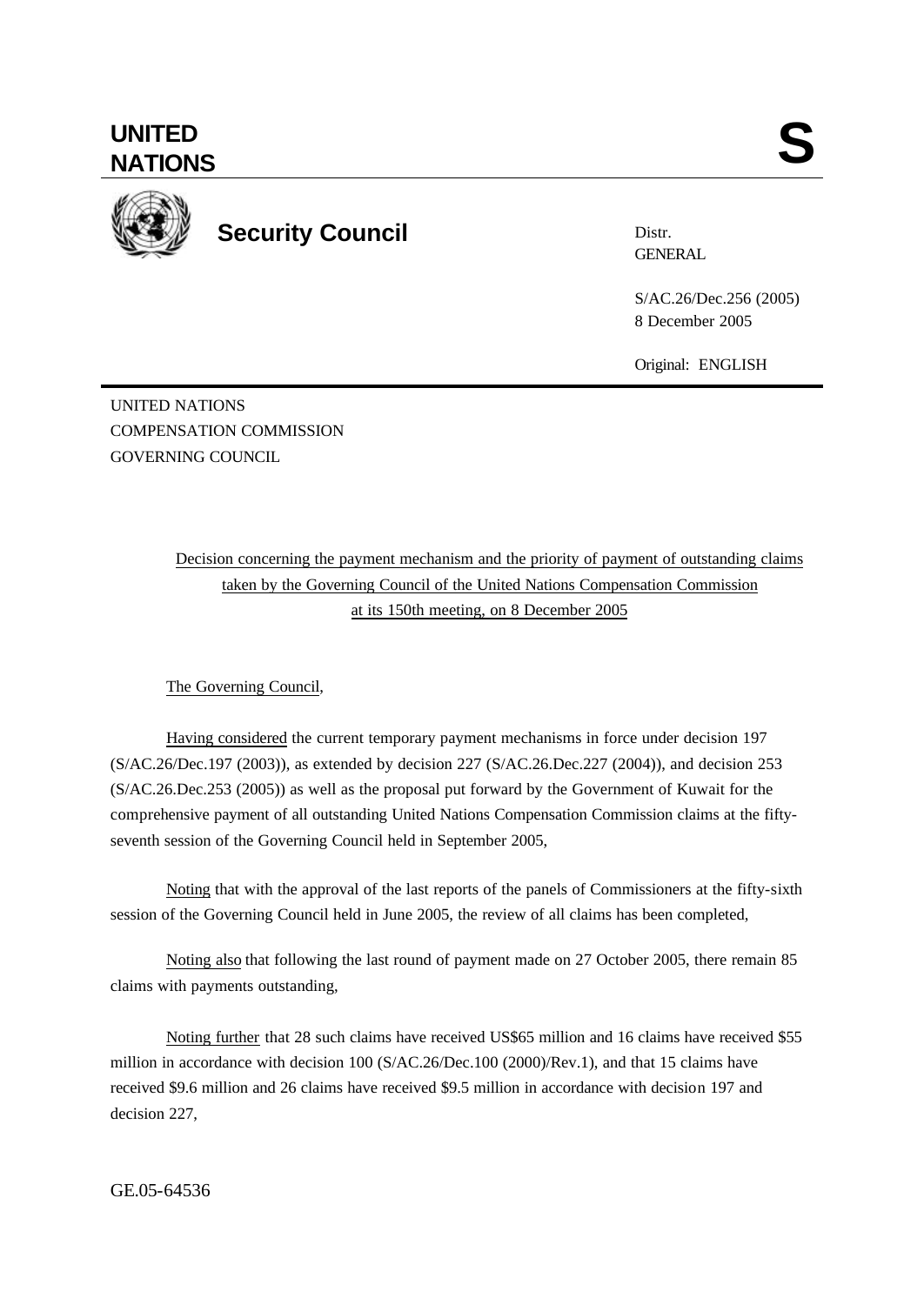# UNITED NATIONS

# S

**Security Council**

Distr.
GENERAL

S/AC.26/Dec.256 (2005)
8 December 2005

Original: ENGLISH

UNITED NATIONS
COMPENSATION COMMISSION
GOVERNING COUNCIL

Decision concerning the payment mechanism and the priority of payment of outstanding claims taken by the Governing Council of the United Nations Compensation Commission at its 150th meeting, on 8 December 2005

The Governing Council,

Having considered the current temporary payment mechanisms in force under decision 197 (S/AC.26/Dec.197 (2003)), as extended by decision 227 (S/AC.26.Dec.227 (2004)), and decision 253 (S/AC.26.Dec.253 (2005)) as well as the proposal put forward by the Government of Kuwait for the comprehensive payment of all outstanding United Nations Compensation Commission claims at the fifty-seventh session of the Governing Council held in September 2005,

Noting that with the approval of the last reports of the panels of Commissioners at the fifty-sixth session of the Governing Council held in June 2005, the review of all claims has been completed,

Noting also that following the last round of payment made on 27 October 2005, there remain 85 claims with payments outstanding,

Noting further that 28 such claims have received US$65 million and 16 claims have received $55 million in accordance with decision 100 (S/AC.26/Dec.100 (2000)/Rev.1), and that 15 claims have received $9.6 million and 26 claims have received $9.5 million in accordance with decision 197 and decision 227,

GE.05-64536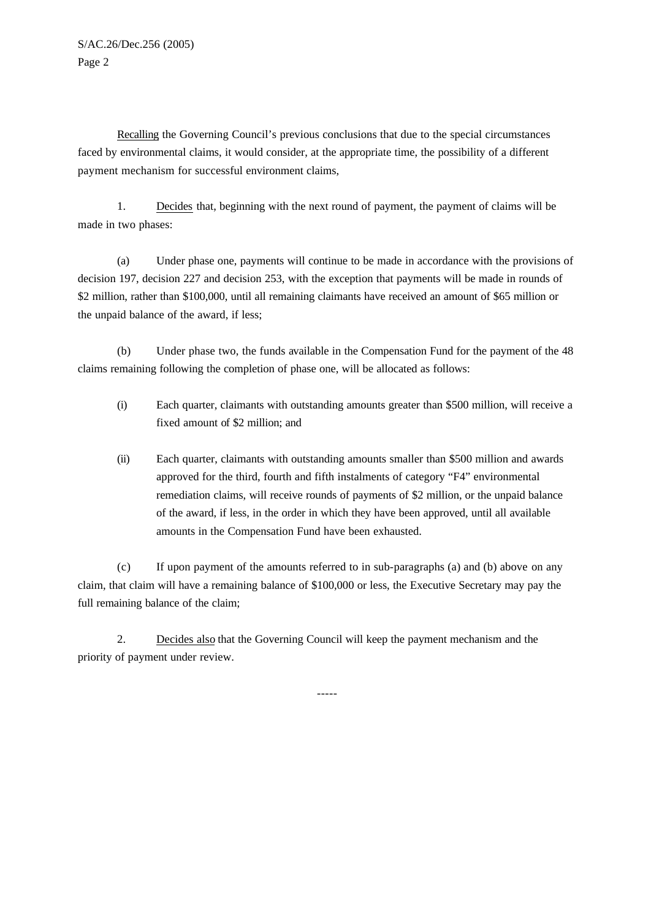Recalling the Governing Council's previous conclusions that due to the special circumstances faced by environmental claims, it would consider, at the appropriate time, the possibility of a different payment mechanism for successful environment claims,

1. Decides that, beginning with the next round of payment, the payment of claims will be made in two phases:

(a) Under phase one, payments will continue to be made in accordance with the provisions of decision 197, decision 227 and decision 253, with the exception that payments will be made in rounds of \$2 million, rather than \$100,000, until all remaining claimants have received an amount of \$65 million or the unpaid balance of the award, if less;

(b) Under phase two, the funds available in the Compensation Fund for the payment of the 48 claims remaining following the completion of phase one, will be allocated as follows:

(i) Each quarter, claimants with outstanding amounts greater than \$500 million, will receive a fixed amount of \$2 million; and

(ii) Each quarter, claimants with outstanding amounts smaller than \$500 million and awards approved for the third, fourth and fifth instalments of category "F4" environmental remediation claims, will receive rounds of payments of \$2 million, or the unpaid balance of the award, if less, in the order in which they have been approved, until all available amounts in the Compensation Fund have been exhausted.

(c) If upon payment of the amounts referred to in sub-paragraphs (a) and (b) above on any claim, that claim will have a remaining balance of \$100,000 or less, the Executive Secretary may pay the full remaining balance of the claim;

2. Decides also that the Governing Council will keep the payment mechanism and the priority of payment under review.

-----